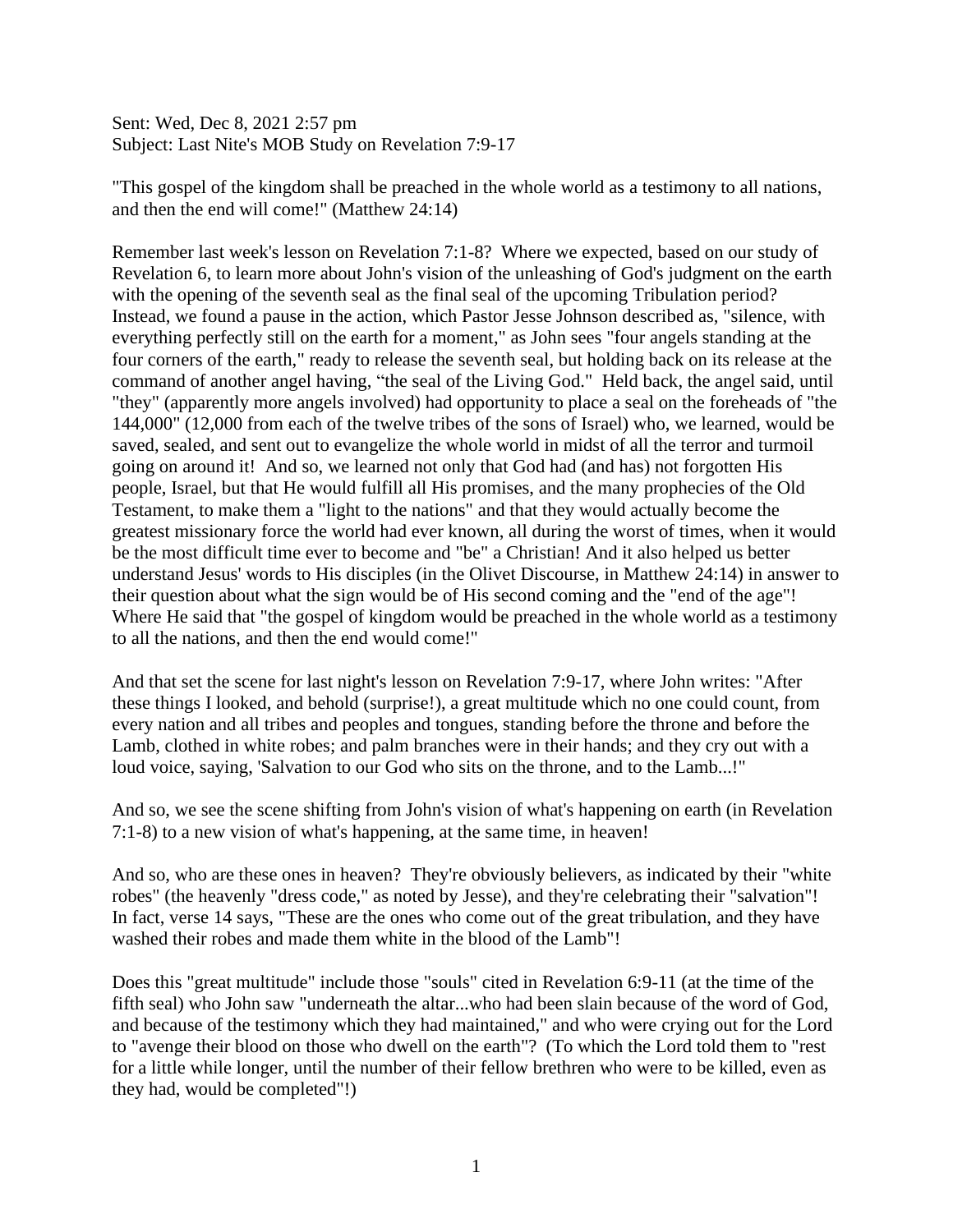Sent: Wed, Dec 8, 2021 2:57 pm
Subject: Last Nite's MOB Study on Revelation 7:9-17

"This gospel of the kingdom shall be preached in the whole world as a testimony to all nations, and then the end will come!" (Matthew 24:14)

Remember last week's lesson on Revelation 7:1-8? Where we expected, based on our study of Revelation 6, to learn more about John's vision of the unleashing of God's judgment on the earth with the opening of the seventh seal as the final seal of the upcoming Tribulation period? Instead, we found a pause in the action, which Pastor Jesse Johnson described as, "silence, with everything perfectly still on the earth for a moment," as John sees "four angels standing at the four corners of the earth," ready to release the seventh seal, but holding back on its release at the command of another angel having, "the seal of the Living God." Held back, the angel said, until "they" (apparently more angels involved) had opportunity to place a seal on the foreheads of "the 144,000" (12,000 from each of the twelve tribes of the sons of Israel) who, we learned, would be saved, sealed, and sent out to evangelize the whole world in midst of all the terror and turmoil going on around it! And so, we learned not only that God had (and has) not forgotten His people, Israel, but that He would fulfill all His promises, and the many prophecies of the Old Testament, to make them a "light to the nations" and that they would actually become the greatest missionary force the world had ever known, all during the worst of times, when it would be the most difficult time ever to become and "be" a Christian! And it also helped us better understand Jesus' words to His disciples (in the Olivet Discourse, in Matthew 24:14) in answer to their question about what the sign would be of His second coming and the "end of the age"! Where He said that "the gospel of kingdom would be preached in the whole world as a testimony to all the nations, and then the end would come!"

And that set the scene for last night's lesson on Revelation 7:9-17, where John writes: "After these things I looked, and behold (surprise!), a great multitude which no one could count, from every nation and all tribes and peoples and tongues, standing before the throne and before the Lamb, clothed in white robes; and palm branches were in their hands; and they cry out with a loud voice, saying, 'Salvation to our God who sits on the throne, and to the Lamb...!"

And so, we see the scene shifting from John's vision of what's happening on earth (in Revelation 7:1-8) to a new vision of what's happening, at the same time, in heaven!

And so, who are these ones in heaven? They're obviously believers, as indicated by their "white robes" (the heavenly "dress code," as noted by Jesse), and they're celebrating their "salvation"! In fact, verse 14 says, "These are the ones who come out of the great tribulation, and they have washed their robes and made them white in the blood of the Lamb"!

Does this "great multitude" include those "souls" cited in Revelation 6:9-11 (at the time of the fifth seal) who John saw "underneath the altar...who had been slain because of the word of God, and because of the testimony which they had maintained," and who were crying out for the Lord to "avenge their blood on those who dwell on the earth"? (To which the Lord told them to "rest for a little while longer, until the number of their fellow brethren who were to be killed, even as they had, would be completed"!)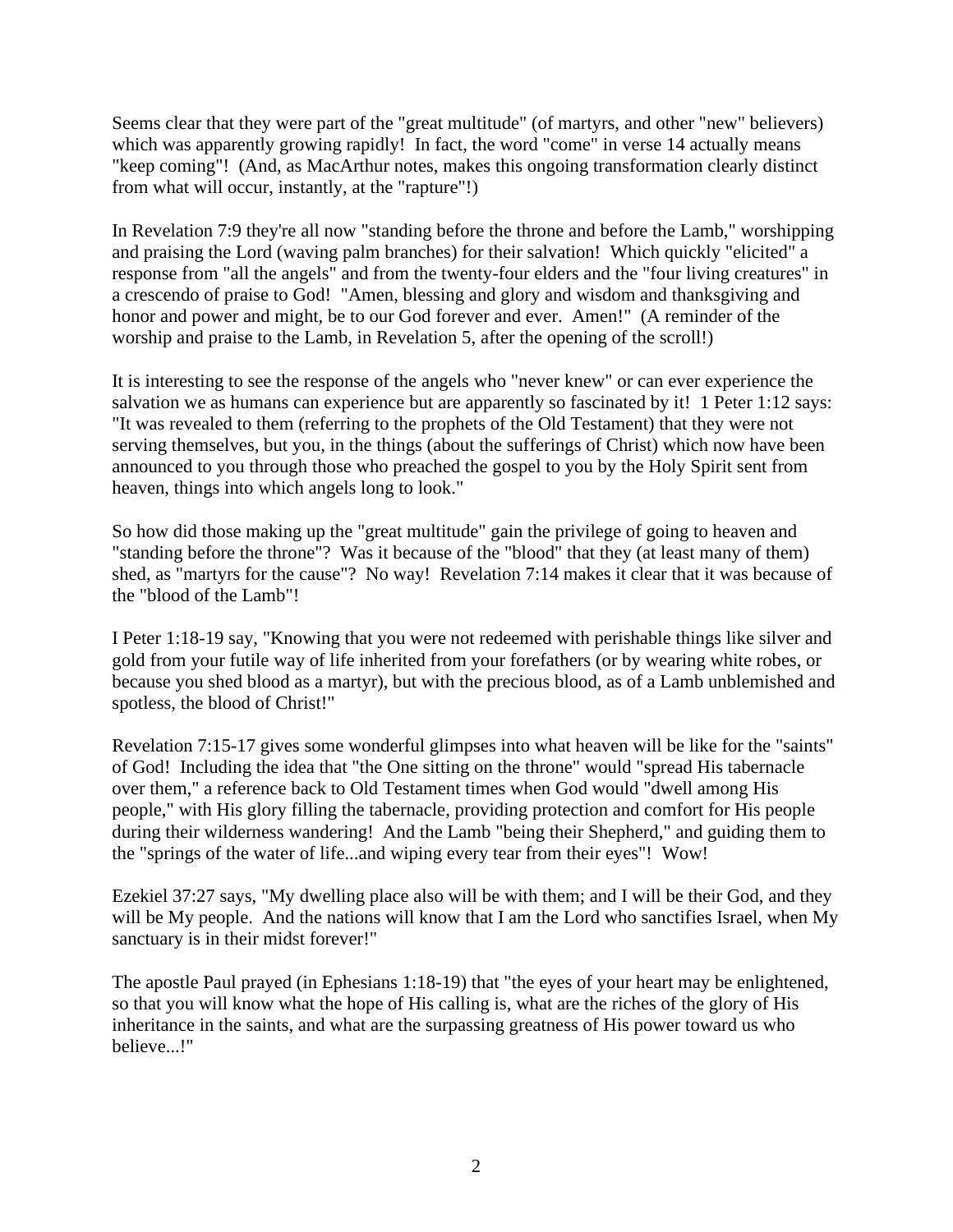Seems clear that they were part of the "great multitude" (of martyrs, and other "new" believers) which was apparently growing rapidly! In fact, the word "come" in verse 14 actually means "keep coming"! (And, as MacArthur notes, makes this ongoing transformation clearly distinct from what will occur, instantly, at the "rapture"!)

In Revelation 7:9 they're all now "standing before the throne and before the Lamb," worshipping and praising the Lord (waving palm branches) for their salvation! Which quickly "elicited" a response from "all the angels" and from the twenty-four elders and the "four living creatures" in a crescendo of praise to God! "Amen, blessing and glory and wisdom and thanksgiving and honor and power and might, be to our God forever and ever. Amen!" (A reminder of the worship and praise to the Lamb, in Revelation 5, after the opening of the scroll!)

It is interesting to see the response of the angels who "never knew" or can ever experience the salvation we as humans can experience but are apparently so fascinated by it! 1 Peter 1:12 says: "It was revealed to them (referring to the prophets of the Old Testament) that they were not serving themselves, but you, in the things (about the sufferings of Christ) which now have been announced to you through those who preached the gospel to you by the Holy Spirit sent from heaven, things into which angels long to look."

So how did those making up the "great multitude" gain the privilege of going to heaven and "standing before the throne"? Was it because of the "blood" that they (at least many of them) shed, as "martyrs for the cause"? No way! Revelation 7:14 makes it clear that it was because of the "blood of the Lamb"!

I Peter 1:18-19 say, "Knowing that you were not redeemed with perishable things like silver and gold from your futile way of life inherited from your forefathers (or by wearing white robes, or because you shed blood as a martyr), but with the precious blood, as of a Lamb unblemished and spotless, the blood of Christ!"

Revelation 7:15-17 gives some wonderful glimpses into what heaven will be like for the "saints" of God! Including the idea that "the One sitting on the throne" would "spread His tabernacle over them," a reference back to Old Testament times when God would "dwell among His people," with His glory filling the tabernacle, providing protection and comfort for His people during their wilderness wandering! And the Lamb "being their Shepherd," and guiding them to the "springs of the water of life...and wiping every tear from their eyes"! Wow!

Ezekiel 37:27 says, "My dwelling place also will be with them; and I will be their God, and they will be My people. And the nations will know that I am the Lord who sanctifies Israel, when My sanctuary is in their midst forever!"

The apostle Paul prayed (in Ephesians 1:18-19) that "the eyes of your heart may be enlightened, so that you will know what the hope of His calling is, what are the riches of the glory of His inheritance in the saints, and what are the surpassing greatness of His power toward us who believe...!"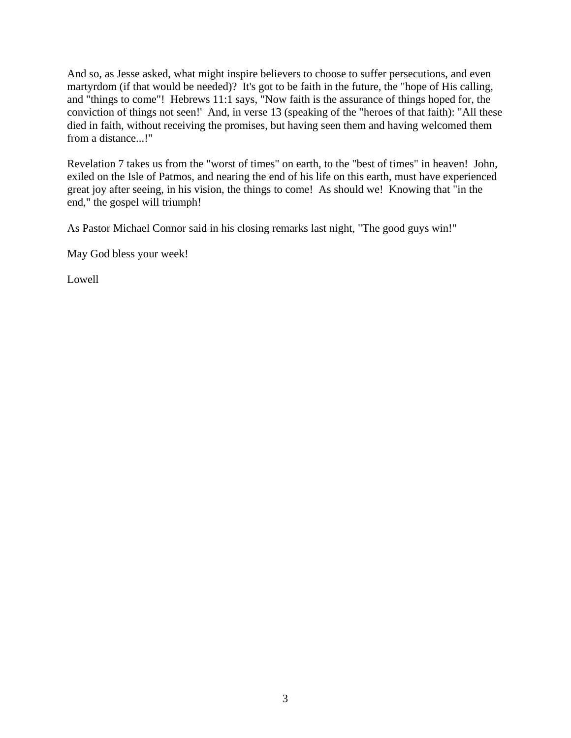And so, as Jesse asked, what might inspire believers to choose to suffer persecutions, and even martyrdom (if that would be needed)? It's got to be faith in the future, the "hope of His calling, and "things to come"! Hebrews 11:1 says, "Now faith is the assurance of things hoped for, the conviction of things not seen!' And, in verse 13 (speaking of the "heroes of that faith): "All these died in faith, without receiving the promises, but having seen them and having welcomed them from a distance...!"

Revelation 7 takes us from the "worst of times" on earth, to the "best of times" in heaven! John, exiled on the Isle of Patmos, and nearing the end of his life on this earth, must have experienced great joy after seeing, in his vision, the things to come! As should we! Knowing that "in the end," the gospel will triumph!

As Pastor Michael Connor said in his closing remarks last night, "The good guys win!"

May God bless your week!

Lowell